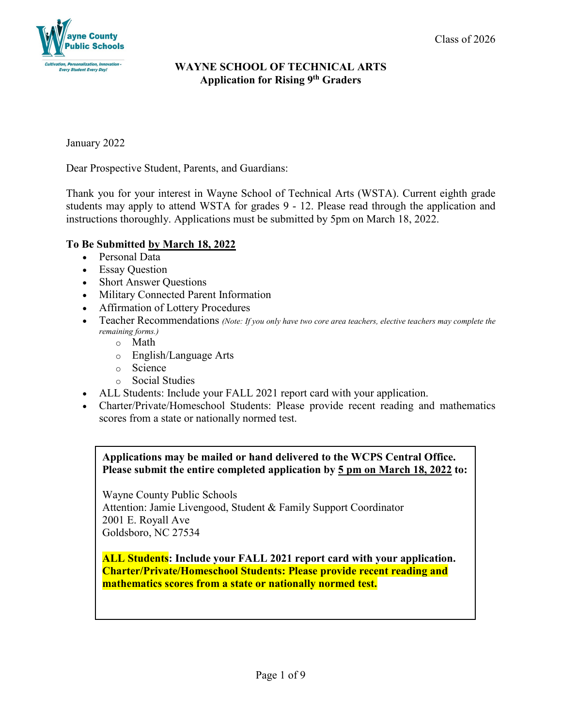Wayne County Public Schools

*Cultivation, Personalization, Innovation - Every Student Every Day!*

Class of 2026

# WAYNE SCHOOL OF TECHNICAL ARTS
## Application for Rising 9th Graders

January 2022

Dear Prospective Student, Parents, and Guardians:

Thank you for your interest in Wayne School of Technical Arts (WSTA). Current eighth grade students may apply to attend WSTA for grades 9 - 12. Please read through the application and instructions thoroughly. Applications must be submitted by 5pm on March 18, 2022.

**To Be Submitted by March 18, 2022**

- Personal Data
- Essay Question
- Short Answer Questions
- Military Connected Parent Information
- Affirmation of Lottery Procedures
- Teacher Recommendations *(Note: If you only have two core area teachers, elective teachers may complete the remaining forms.)*
  - Math
  - English/Language Arts
  - Science
  - Social Studies
- ALL Students: Include your FALL 2021 report card with your application.
- Charter/Private/Homeschool Students: Please provide recent reading and mathematics scores from a state or nationally normed test.

**Applications may be mailed or hand delivered to the WCPS Central Office. Please submit the entire completed application by 5 pm on March 18, 2022 to:**

Wayne County Public Schools
Attention: Jamie Livengood, Student & Family Support Coordinator
2001 E. Royall Ave
Goldsboro, NC 27534

**ALL Students: Include your FALL 2021 report card with your application.**
**Charter/Private/Homeschool Students: Please provide recent reading and mathematics scores from a state or nationally normed test.**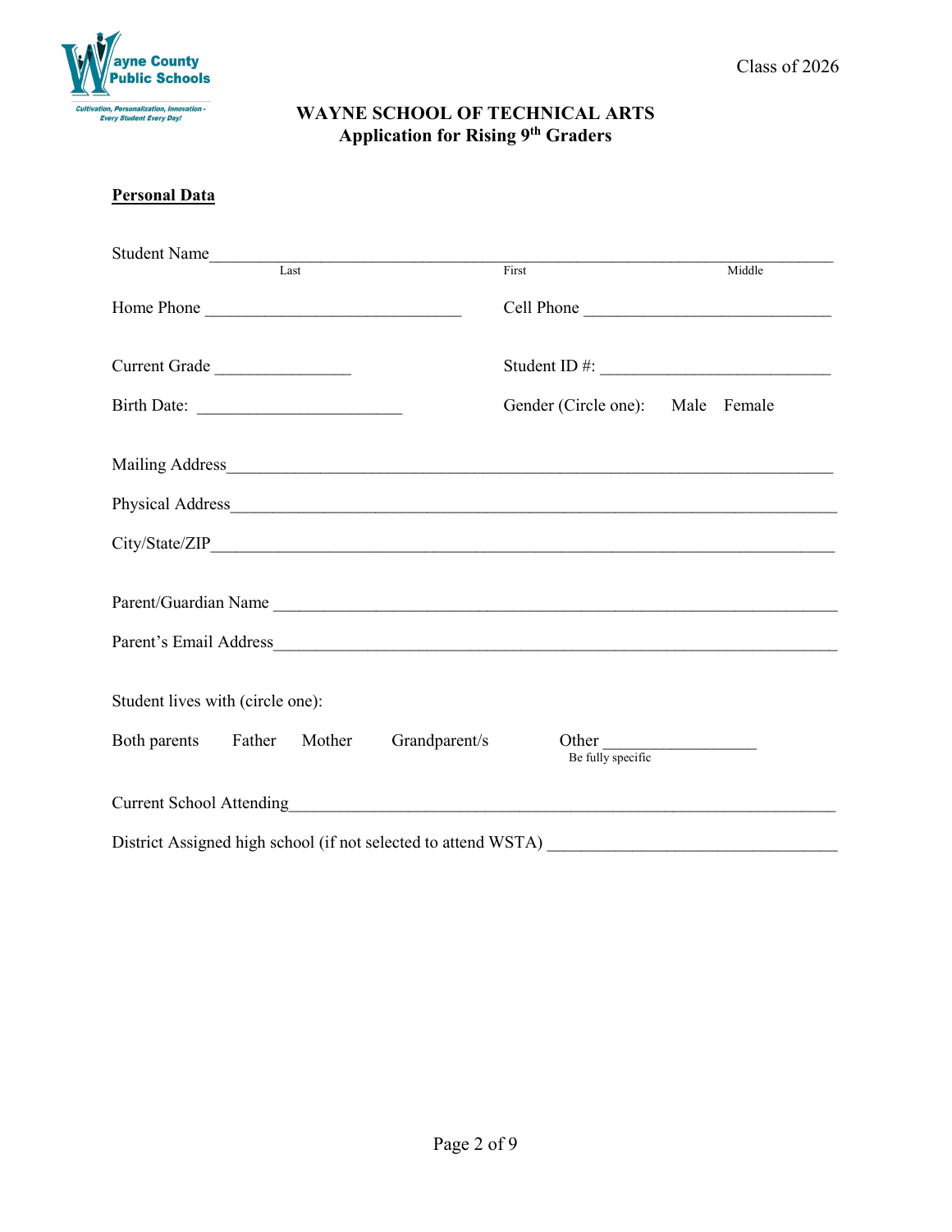Class of 2026

# WAYNE SCHOOL OF TECHNICAL ARTS
## Application for Rising 9th Graders

**Personal Data**

Student Name\_\_\_\_\_\_\_\_\_\_\_\_\_\_\_\_\_\_\_\_\_\_\_\_\_\_\_\_\_\_\_\_\_\_\_\_\_\_\_\_\_\_\_\_\_\_\_\_\_\_\_\_\_\_\_\_\_\_\_\_\_\_\_\_\_\_\_\_
Last First Middle

Home Phone \_\_\_\_\_\_\_\_\_\_\_\_\_\_\_\_\_\_\_\_\_\_\_\_\_\_\_\_\_\_ Cell Phone \_\_\_\_\_\_\_\_\_\_\_\_\_\_\_\_\_\_\_\_\_\_\_\_\_\_\_\_\_\_

Current Grade \_\_\_\_\_\_\_\_\_\_\_\_\_\_\_\_ Student ID #: \_\_\_\_\_\_\_\_\_\_\_\_\_\_\_\_\_\_\_\_\_\_\_\_\_\_\_\_

Birth Date: \_\_\_\_\_\_\_\_\_\_\_\_\_\_\_\_\_\_\_\_\_\_\_\_ Gender (Circle one): Male Female

Mailing Address\_\_\_\_\_\_\_\_\_\_\_\_\_\_\_\_\_\_\_\_\_\_\_\_\_\_\_\_\_\_\_\_\_\_\_\_\_\_\_\_\_\_\_\_\_\_\_\_\_\_\_\_\_\_\_\_\_\_\_\_\_\_\_\_\_\_

Physical Address\_\_\_\_\_\_\_\_\_\_\_\_\_\_\_\_\_\_\_\_\_\_\_\_\_\_\_\_\_\_\_\_\_\_\_\_\_\_\_\_\_\_\_\_\_\_\_\_\_\_\_\_\_\_\_\_\_\_\_\_\_\_\_\_\_

City/State/ZIP\_\_\_\_\_\_\_\_\_\_\_\_\_\_\_\_\_\_\_\_\_\_\_\_\_\_\_\_\_\_\_\_\_\_\_\_\_\_\_\_\_\_\_\_\_\_\_\_\_\_\_\_\_\_\_\_\_\_\_\_\_\_\_\_\_\_\_\_

Parent/Guardian Name \_\_\_\_\_\_\_\_\_\_\_\_\_\_\_\_\_\_\_\_\_\_\_\_\_\_\_\_\_\_\_\_\_\_\_\_\_\_\_\_\_\_\_\_\_\_\_\_\_\_\_\_\_\_\_\_\_\_\_\_\_\_

Parent's Email Address\_\_\_\_\_\_\_\_\_\_\_\_\_\_\_\_\_\_\_\_\_\_\_\_\_\_\_\_\_\_\_\_\_\_\_\_\_\_\_\_\_\_\_\_\_\_\_\_\_\_\_\_\_\_\_\_\_\_\_\_\_\_

Student lives with (circle one):

Both parents Father Mother Grandparent/s Other \_\_\_\_\_\_\_\_\_\_\_\_\_\_\_\_\_\_
Be fully specific

Current School Attending\_\_\_\_\_\_\_\_\_\_\_\_\_\_\_\_\_\_\_\_\_\_\_\_\_\_\_\_\_\_\_\_\_\_\_\_\_\_\_\_\_\_\_\_\_\_\_\_\_\_\_\_\_\_\_\_\_\_\_\_

District Assigned high school (if not selected to attend WSTA) \_\_\_\_\_\_\_\_\_\_\_\_\_\_\_\_\_\_\_\_\_\_\_\_\_\_\_\_\_\_\_\_\_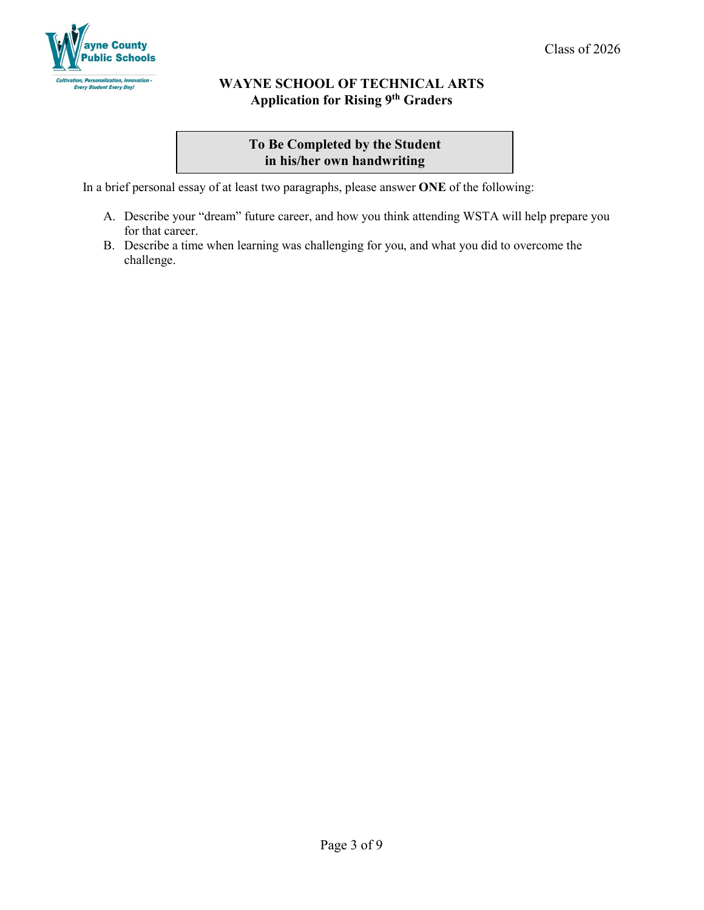Class of 2026

**WAYNE SCHOOL OF TECHNICAL ARTS**
**Application for Rising 9th Graders**

**To Be Completed by the Student in his/her own handwriting**

In a brief personal essay of at least two paragraphs, please answer **ONE** of the following:

A. Describe your "dream" future career, and how you think attending WSTA will help prepare you for that career.
B. Describe a time when learning was challenging for you, and what you did to overcome the challenge.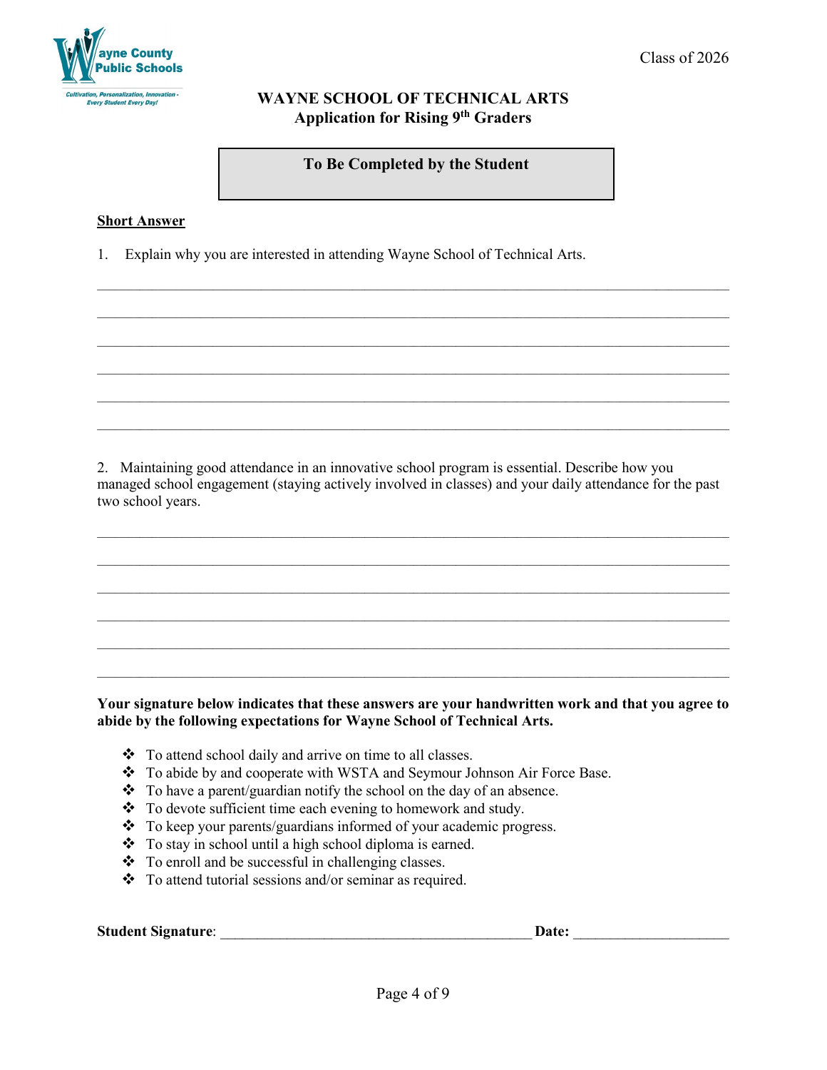Class of 2026

## WAYNE SCHOOL OF TECHNICAL ARTS
### Application for Rising 9th Graders

**To Be Completed by the Student**

**Short Answer**

1. Explain why you are interested in attending Wayne School of Technical Arts.

______________________________________________________________________________

______________________________________________________________________________

______________________________________________________________________________

______________________________________________________________________________

______________________________________________________________________________

______________________________________________________________________________

2. Maintaining good attendance in an innovative school program is essential. Describe how you managed school engagement (staying actively involved in classes) and your daily attendance for the past two school years.

______________________________________________________________________________

______________________________________________________________________________

______________________________________________________________________________

______________________________________________________________________________

______________________________________________________________________________

______________________________________________________________________________

**Your signature below indicates that these answers are your handwritten work and that you agree to abide by the following expectations for Wayne School of Technical Arts.**

- To attend school daily and arrive on time to all classes.
- To abide by and cooperate with WSTA and Seymour Johnson Air Force Base.
- To have a parent/guardian notify the school on the day of an absence.
- To devote sufficient time each evening to homework and study.
- To keep your parents/guardians informed of your academic progress.
- To stay in school until a high school diploma is earned.
- To enroll and be successful in challenging classes.
- To attend tutorial sessions and/or seminar as required.

**Student Signature**: ________________________________________ **Date:** ____________________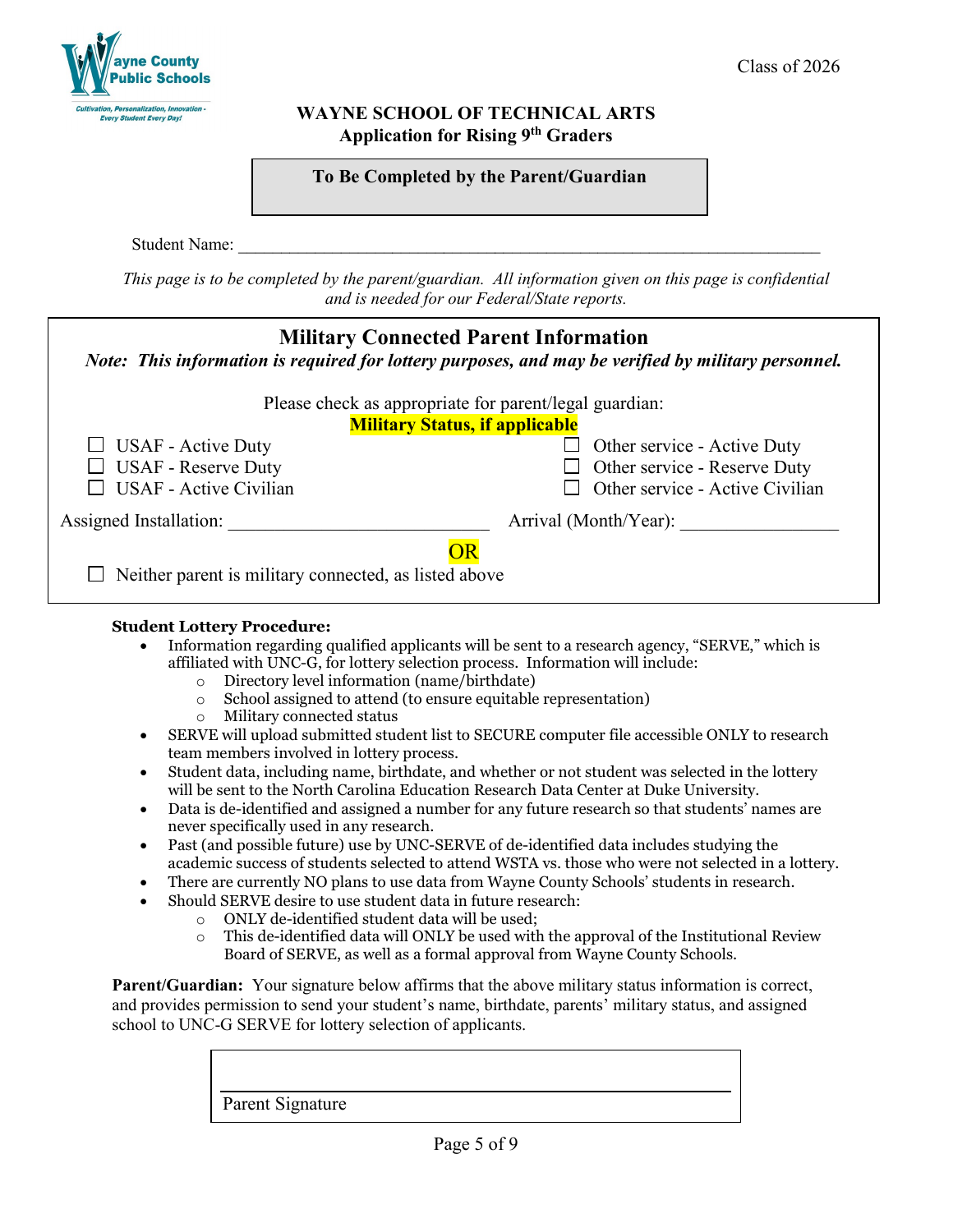Class of 2026

# WAYNE SCHOOL OF TECHNICAL ARTS
## Application for Rising 9th Graders

**To Be Completed by the Parent/Guardian**

Student Name: ______________________________________________________________________

*This page is to be completed by the parent/guardian. All information given on this page is confidential and is needed for our Federal/State reports.*

## Military Connected Parent Information

***Note: This information is required for lottery purposes, and may be verified by military personnel.***

Please check as appropriate for parent/legal guardian:

**Military Status, if applicable**

- ☐ USAF - Active Duty
- ☐ USAF - Reserve Duty
- ☐ USAF - Active Civilian
- ☐ Other service - Active Duty
- ☐ Other service - Reserve Duty
- ☐ Other service - Active Civilian

Assigned Installation: ____________________________ Arrival (Month/Year): _________________

OR

☐ Neither parent is military connected, as listed above

**Student Lottery Procedure:**

- Information regarding qualified applicants will be sent to a research agency, "SERVE," which is affiliated with UNC-G, for lottery selection process. Information will include:
  - Directory level information (name/birthdate)
  - School assigned to attend (to ensure equitable representation)
  - Military connected status
- SERVE will upload submitted student list to SECURE computer file accessible ONLY to research team members involved in lottery process.
- Student data, including name, birthdate, and whether or not student was selected in the lottery will be sent to the North Carolina Education Research Data Center at Duke University.
- Data is de-identified and assigned a number for any future research so that students' names are never specifically used in any research.
- Past (and possible future) use by UNC-SERVE of de-identified data includes studying the academic success of students selected to attend WSTA vs. those who were not selected in a lottery.
- There are currently NO plans to use data from Wayne County Schools' students in research.
- Should SERVE desire to use student data in future research:
  - ONLY de-identified student data will be used;
  - This de-identified data will ONLY be used with the approval of the Institutional Review Board of SERVE, as well as a formal approval from Wayne County Schools.

**Parent/Guardian:** Your signature below affirms that the above military status information is correct, and provides permission to send your student's name, birthdate, parents' military status, and assigned school to UNC-G SERVE for lottery selection of applicants.

_______________________________________________

Parent Signature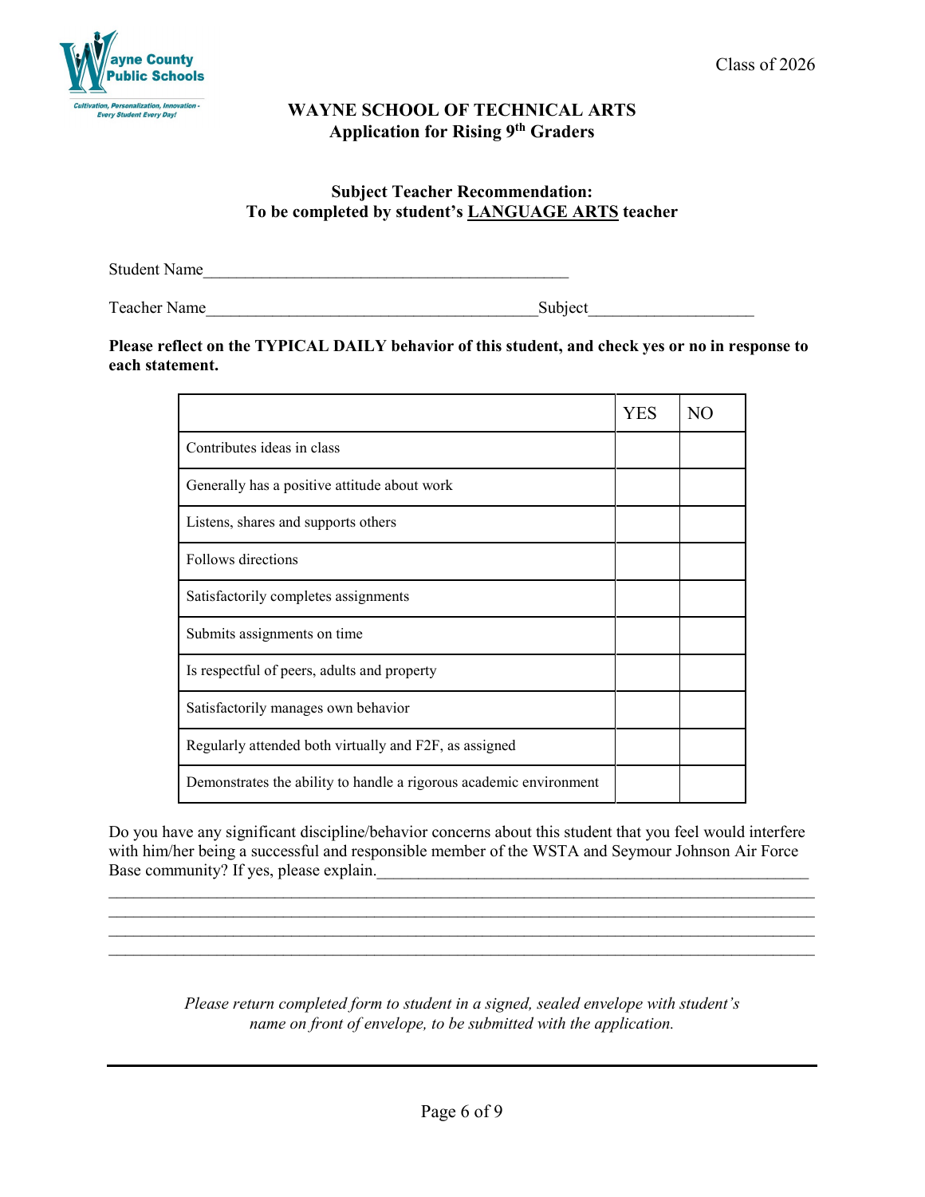Wayne County Public Schools

Cultivation, Personalization, Innovation - Every Student Every Day!

Class of 2026

## WAYNE SCHOOL OF TECHNICAL ARTS
## Application for Rising 9th Graders

### Subject Teacher Recommendation:
### To be completed by student's LANGUAGE ARTS teacher

Student Name_____________________________________________

Teacher Name_______________________________________Subject___________________

**Please reflect on the TYPICAL DAILY behavior of this student, and check yes or no in response to each statement.**

| | YES | NO |
|---|---|---|
| Contributes ideas in class | | |
| Generally has a positive attitude about work | | |
| Listens, shares and supports others | | |
| Follows directions | | |
| Satisfactorily completes assignments | | |
| Submits assignments on time | | |
| Is respectful of peers, adults and property | | |
| Satisfactorily manages own behavior | | |
| Regularly attended both virtually and F2F, as assigned | | |
| Demonstrates the ability to handle a rigorous academic environment | | |

Do you have any significant discipline/behavior concerns about this student that you feel would interfere with him/her being a successful and responsible member of the WSTA and Seymour Johnson Air Force Base community? If yes, please explain.___________________________________________________
_____________________________________________________________________________________
_____________________________________________________________________________________
_____________________________________________________________________________________
_____________________________________________________________________________________

*Please return completed form to student in a signed, sealed envelope with student's name on front of envelope, to be submitted with the application.*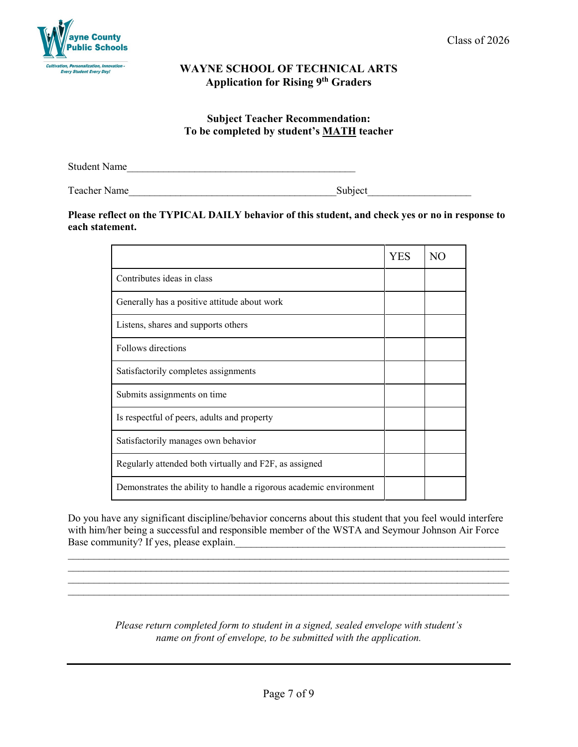Wayne County Public Schools

*Cultivation, Personalization, Innovation - Every Student Every Day!*

Class of 2026

## WAYNE SCHOOL OF TECHNICAL ARTS
## Application for Rising 9th Graders

### Subject Teacher Recommendation:
### To be completed by student's MATH teacher

Student Name____________________________________________

Teacher Name________________________________________Subject___________________

**Please reflect on the TYPICAL DAILY behavior of this student, and check yes or no in response to each statement.**

| | YES | NO |
|---|---|---|
| Contributes ideas in class | | |
| Generally has a positive attitude about work | | |
| Listens, shares and supports others | | |
| Follows directions | | |
| Satisfactorily completes assignments | | |
| Submits assignments on time | | |
| Is respectful of peers, adults and property | | |
| Satisfactorily manages own behavior | | |
| Regularly attended both virtually and F2F, as assigned | | |
| Demonstrates the ability to handle a rigorous academic environment | | |

Do you have any significant discipline/behavior concerns about this student that you feel would interfere with him/her being a successful and responsible member of the WSTA and Seymour Johnson Air Force Base community? If yes, please explain.____________________________________________________
_____________________________________________________________________________________
_____________________________________________________________________________________
_____________________________________________________________________________________
_____________________________________________________________________________________

*Please return completed form to student in a signed, sealed envelope with student's name on front of envelope, to be submitted with the application.*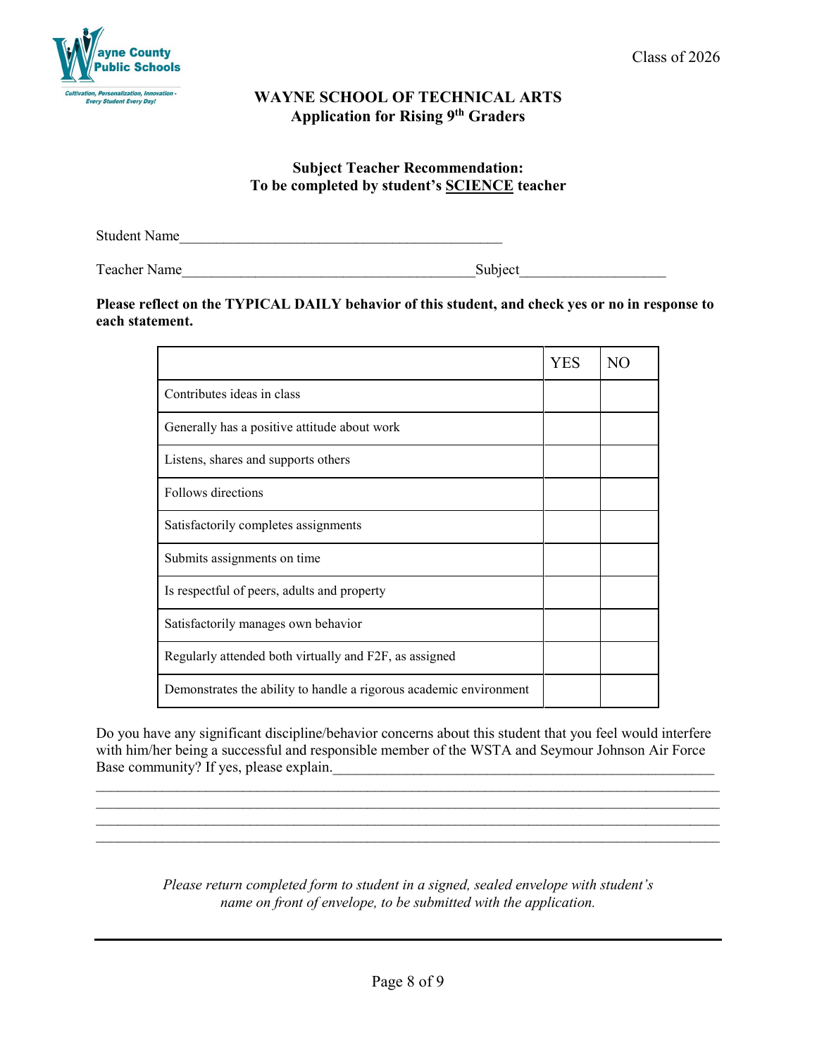Class of 2026

**WAYNE SCHOOL OF TECHNICAL ARTS**
**Application for Rising 9th Graders**

**Subject Teacher Recommendation:**
**To be completed by student's SCIENCE teacher**

Student Name____________________________________________

Teacher Name_______________________________________Subject___________________

**Please reflect on the TYPICAL DAILY behavior of this student, and check yes or no in response to each statement.**

| | YES | NO |
|---|---|---|
| Contributes ideas in class | | |
| Generally has a positive attitude about work | | |
| Listens, shares and supports others | | |
| Follows directions | | |
| Satisfactorily completes assignments | | |
| Submits assignments on time | | |
| Is respectful of peers, adults and property | | |
| Satisfactorily manages own behavior | | |
| Regularly attended both virtually and F2F, as assigned | | |
| Demonstrates the ability to handle a rigorous academic environment | | |

Do you have any significant discipline/behavior concerns about this student that you feel would interfere with him/her being a successful and responsible member of the WSTA and Seymour Johnson Air Force Base community? If yes, please explain.____________________________________________________

_____________________________________________________________________________________
_____________________________________________________________________________________
_____________________________________________________________________________________
_____________________________________________________________________________________

*Please return completed form to student in a signed, sealed envelope with student's name on front of envelope, to be submitted with the application.*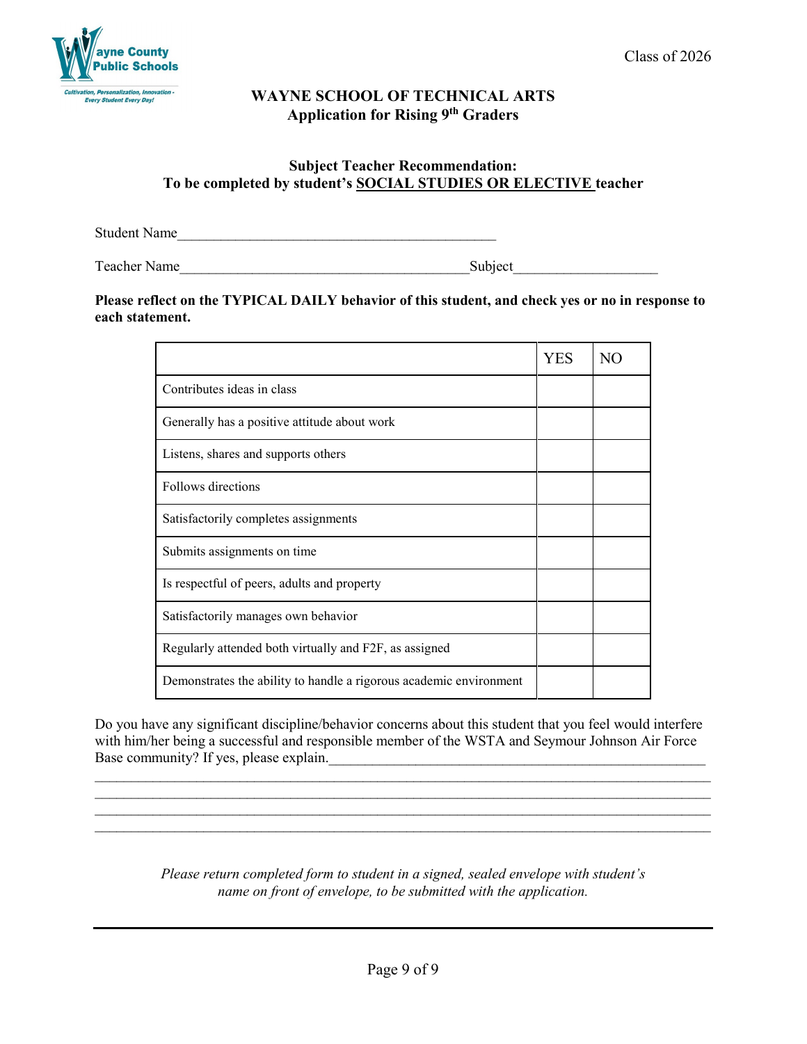Class of 2026

# WAYNE SCHOOL OF TECHNICAL ARTS
## Application for Rising 9th Graders

### Subject Teacher Recommendation:
### To be completed by student's SOCIAL STUDIES OR ELECTIVE teacher

Student Name___________________________________________

Teacher Name_______________________________________Subject___________________

**Please reflect on the TYPICAL DAILY behavior of this student, and check yes or no in response to each statement.**

| | YES | NO |
|---|---|---|
| Contributes ideas in class | | |
| Generally has a positive attitude about work | | |
| Listens, shares and supports others | | |
| Follows directions | | |
| Satisfactorily completes assignments | | |
| Submits assignments on time | | |
| Is respectful of peers, adults and property | | |
| Satisfactorily manages own behavior | | |
| Regularly attended both virtually and F2F, as assigned | | |
| Demonstrates the ability to handle a rigorous academic environment | | |

Do you have any significant discipline/behavior concerns about this student that you feel would interfere with him/her being a successful and responsible member of the WSTA and Seymour Johnson Air Force Base community? If yes, please explain.____________________________________________________

_________________________________________________________________________________

_________________________________________________________________________________

_________________________________________________________________________________

_________________________________________________________________________________

*Please return completed form to student in a signed, sealed envelope with student's name on front of envelope, to be submitted with the application.*